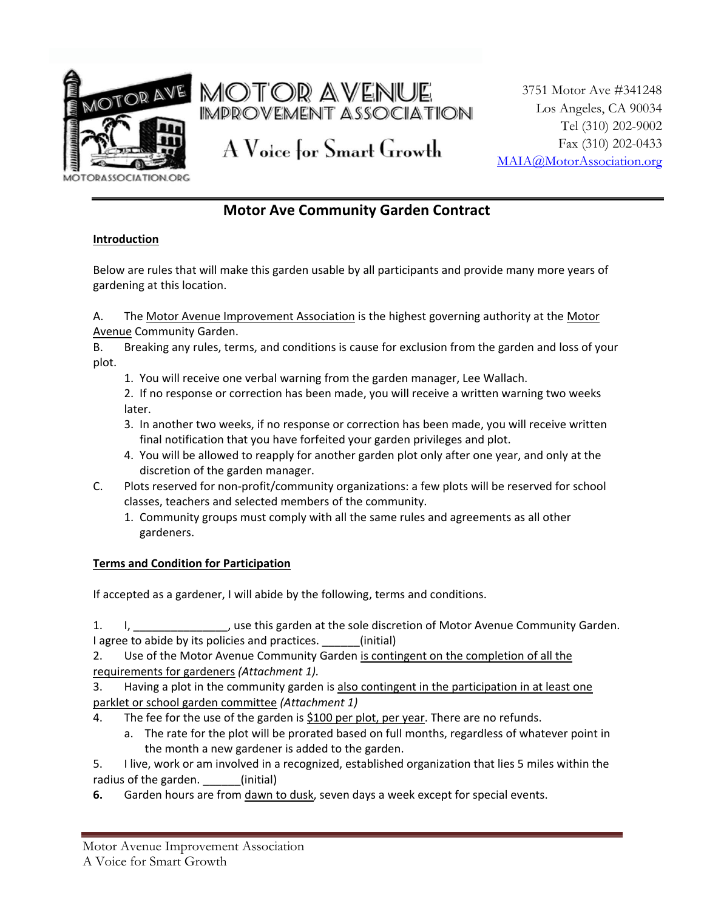MOTOR AVENUE IMPROVEMENT ASSOCIATION

A Voice for Smart Growth

3751 Motor Ave #341248
Los Angeles, CA 90034
Tel (310) 202-9002
Fax (310) 202-0433
MAIA@MotorAssociation.org

## Motor Ave Community Garden Contract

**Introduction**

Below are rules that will make this garden usable by all participants and provide many more years of gardening at this location.

A. The Motor Avenue Improvement Association is the highest governing authority at the Motor Avenue Community Garden.

B. Breaking any rules, terms, and conditions is cause for exclusion from the garden and loss of your plot.

1. You will receive one verbal warning from the garden manager, Lee Wallach.
2. If no response or correction has been made, you will receive a written warning two weeks later.
3. In another two weeks, if no response or correction has been made, you will receive written final notification that you have forfeited your garden privileges and plot.
4. You will be allowed to reapply for another garden plot only after one year, and only at the discretion of the garden manager.

C. Plots reserved for non-profit/community organizations: a few plots will be reserved for school classes, teachers and selected members of the community.

1. Community groups must comply with all the same rules and agreements as all other gardeners.

**Terms and Condition for Participation**

If accepted as a gardener, I will abide by the following, terms and conditions.

1. I, _______________, use this garden at the sole discretion of Motor Avenue Community Garden. I agree to abide by its policies and practices. ______(initial)

2. Use of the Motor Avenue Community Garden is contingent on the completion of all the requirements for gardeners *(Attachment 1).*

3. Having a plot in the community garden is also contingent in the participation in at least one parklet or school garden committee *(Attachment 1)*

4. The fee for the use of the garden is $100 per plot, per year. There are no refunds.
   a. The rate for the plot will be prorated based on full months, regardless of whatever point in the month a new gardener is added to the garden.

5. I live, work or am involved in a recognized, established organization that lies 5 miles within the radius of the garden. ______(initial)

**6.** Garden hours are from dawn to dusk, seven days a week except for special events.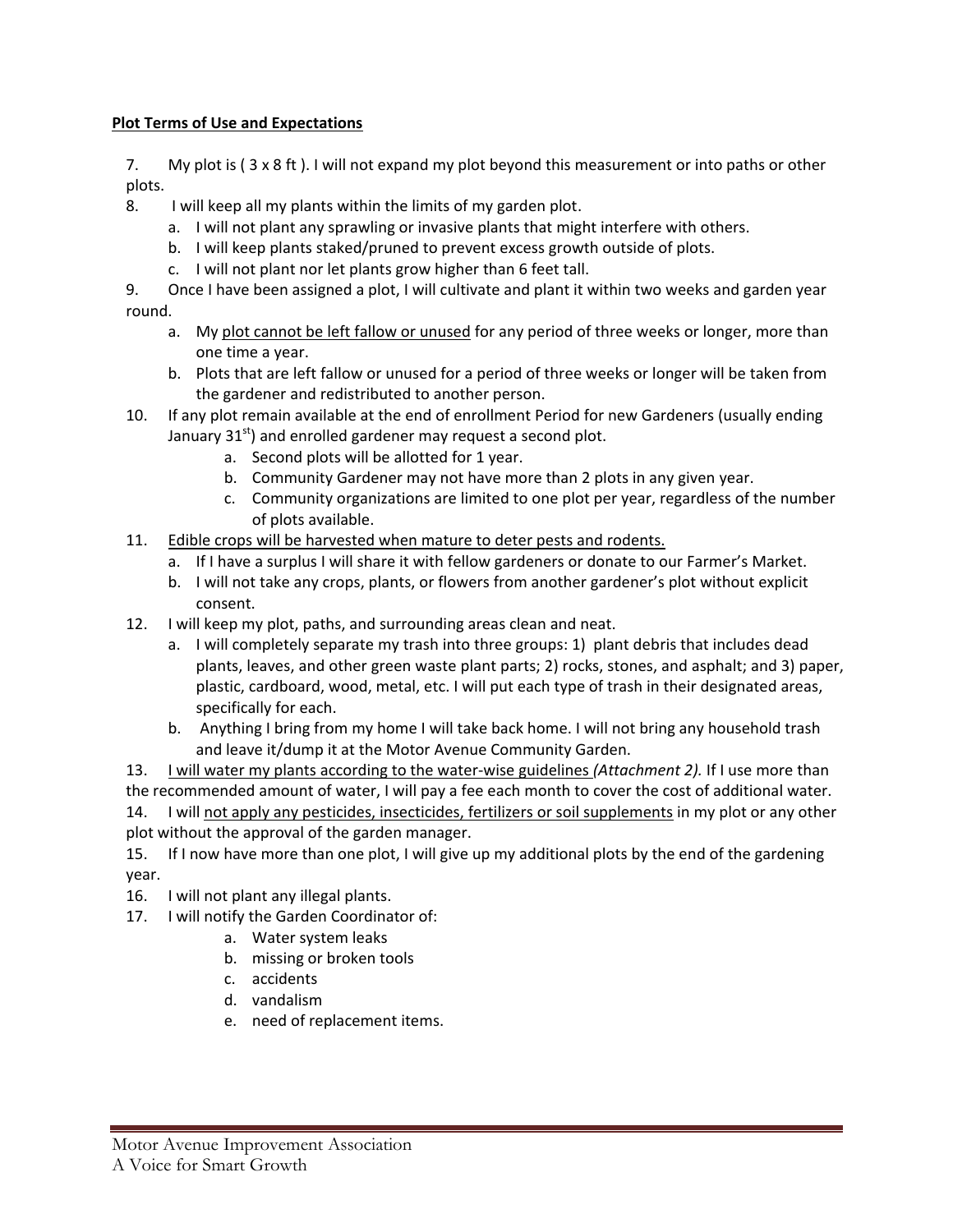**Plot Terms of Use and Expectations**

7. My plot is ( 3 x 8 ft ). I will not expand my plot beyond this measurement or into paths or other plots.
8. I will keep all my plants within the limits of my garden plot.
   a. I will not plant any sprawling or invasive plants that might interfere with others.
   b. I will keep plants staked/pruned to prevent excess growth outside of plots.
   c. I will not plant nor let plants grow higher than 6 feet tall.
9. Once I have been assigned a plot, I will cultivate and plant it within two weeks and garden year round.
   a. My plot cannot be left fallow or unused for any period of three weeks or longer, more than one time a year.
   b. Plots that are left fallow or unused for a period of three weeks or longer will be taken from the gardener and redistributed to another person.
10. If any plot remain available at the end of enrollment Period for new Gardeners (usually ending January 31st) and enrolled gardener may request a second plot.
    a. Second plots will be allotted for 1 year.
    b. Community Gardener may not have more than 2 plots in any given year.
    c. Community organizations are limited to one plot per year, regardless of the number of plots available.
11. Edible crops will be harvested when mature to deter pests and rodents.
    a. If I have a surplus I will share it with fellow gardeners or donate to our Farmer's Market.
    b. I will not take any crops, plants, or flowers from another gardener's plot without explicit consent.
12. I will keep my plot, paths, and surrounding areas clean and neat.
    a. I will completely separate my trash into three groups: 1) plant debris that includes dead plants, leaves, and other green waste plant parts; 2) rocks, stones, and asphalt; and 3) paper, plastic, cardboard, wood, metal, etc. I will put each type of trash in their designated areas, specifically for each.
    b. Anything I bring from my home I will take back home. I will not bring any household trash and leave it/dump it at the Motor Avenue Community Garden.
13. I will water my plants according to the water-wise guidelines *(Attachment 2).* If I use more than the recommended amount of water, I will pay a fee each month to cover the cost of additional water.
14. I will not apply any pesticides, insecticides, fertilizers or soil supplements in my plot or any other plot without the approval of the garden manager.
15. If I now have more than one plot, I will give up my additional plots by the end of the gardening year.
16. I will not plant any illegal plants.
17. I will notify the Garden Coordinator of:
    a. Water system leaks
    b. missing or broken tools
    c. accidents
    d. vandalism
    e. need of replacement items.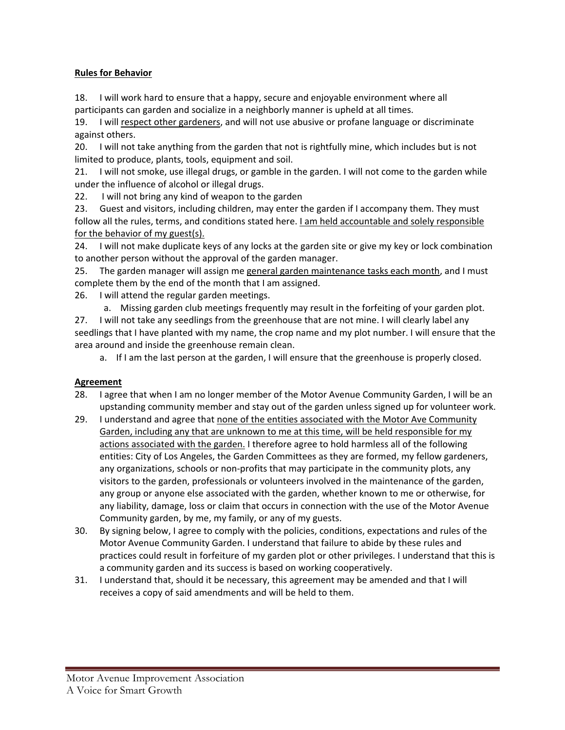**<u>Rules for Behavior</u>**

18. I will work hard to ensure that a happy, secure and enjoyable environment where all participants can garden and socialize in a neighborly manner is upheld at all times.
19. I will <u>respect other gardeners</u>, and will not use abusive or profane language or discriminate against others.
20. I will not take anything from the garden that not is rightfully mine, which includes but is not limited to produce, plants, tools, equipment and soil.
21. I will not smoke, use illegal drugs, or gamble in the garden. I will not come to the garden while under the influence of alcohol or illegal drugs.
22. I will not bring any kind of weapon to the garden
23. Guest and visitors, including children, may enter the garden if I accompany them. They must follow all the rules, terms, and conditions stated here. <u>I am held accountable and solely responsible for the behavior of my guest(s).</u>
24. I will not make duplicate keys of any locks at the garden site or give my key or lock combination to another person without the approval of the garden manager.
25. The garden manager will assign me <u>general garden maintenance tasks each month</u>, and I must complete them by the end of the month that I am assigned.
26. I will attend the regular garden meetings.
    a. Missing garden club meetings frequently may result in the forfeiting of your garden plot.
27. I will not take any seedlings from the greenhouse that are not mine. I will clearly label any seedlings that I have planted with my name, the crop name and my plot number. I will ensure that the area around and inside the greenhouse remain clean.
    a. If I am the last person at the garden, I will ensure that the greenhouse is properly closed.

**<u>Agreement</u>**

28. I agree that when I am no longer member of the Motor Avenue Community Garden, I will be an upstanding community member and stay out of the garden unless signed up for volunteer work.
29. I understand and agree that <u>none of the entities associated with the Motor Ave Community Garden, including any that are unknown to me at this time, will be held responsible for my actions associated with the garden.</u> I therefore agree to hold harmless all of the following entities: City of Los Angeles, the Garden Committees as they are formed, my fellow gardeners, any organizations, schools or non-profits that may participate in the community plots, any visitors to the garden, professionals or volunteers involved in the maintenance of the garden, any group or anyone else associated with the garden, whether known to me or otherwise, for any liability, damage, loss or claim that occurs in connection with the use of the Motor Avenue Community garden, by me, my family, or any of my guests.
30. By signing below, I agree to comply with the policies, conditions, expectations and rules of the Motor Avenue Community Garden. I understand that failure to abide by these rules and practices could result in forfeiture of my garden plot or other privileges. I understand that this is a community garden and its success is based on working cooperatively.
31. I understand that, should it be necessary, this agreement may be amended and that I will receives a copy of said amendments and will be held to them.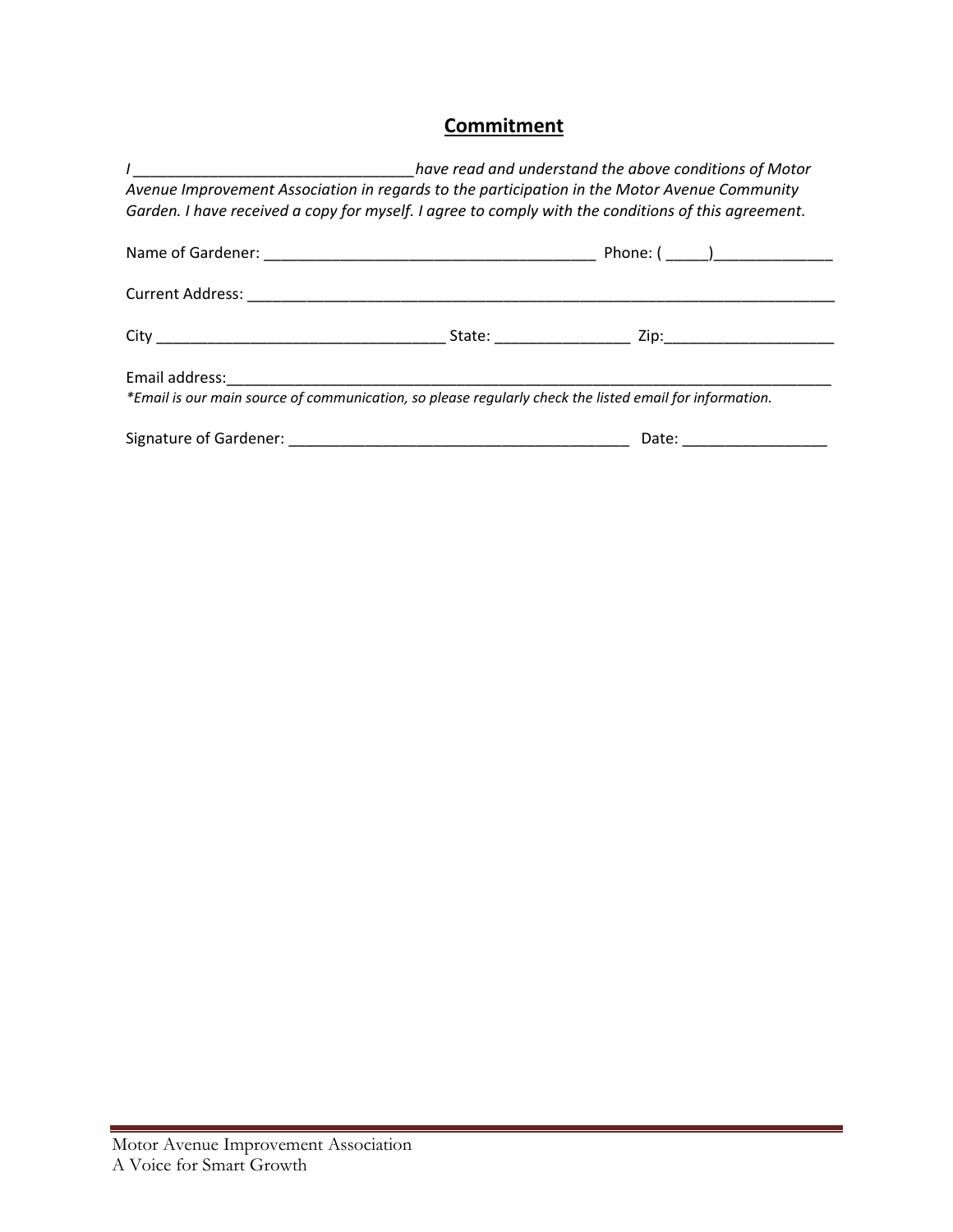## Commitment

*I \_\_\_\_\_\_\_\_\_\_\_\_\_\_\_\_\_\_\_\_\_\_\_\_\_\_\_\_\_\_\_\_\_\_ have read and understand the above conditions of Motor Avenue Improvement Association in regards to the participation in the Motor Avenue Community Garden. I have received a copy for myself. I agree to comply with the conditions of this agreement.*

Name of Gardener: \_\_\_\_\_\_\_\_\_\_\_\_\_\_\_\_\_\_\_\_\_\_\_\_\_\_\_\_\_\_\_\_\_\_\_\_\_\_\_\_ Phone: ( \_\_\_\_\_)\_\_\_\_\_\_\_\_\_\_\_\_\_\_

Current Address: \_\_\_\_\_\_\_\_\_\_\_\_\_\_\_\_\_\_\_\_\_\_\_\_\_\_\_\_\_\_\_\_\_\_\_\_\_\_\_\_\_\_\_\_\_\_\_\_\_\_\_\_\_\_\_\_\_\_\_\_\_\_\_\_\_\_\_\_\_\_\_\_\_\_

City \_\_\_\_\_\_\_\_\_\_\_\_\_\_\_\_\_\_\_\_\_\_\_\_\_\_\_\_\_\_\_\_\_\_\_ State: \_\_\_\_\_\_\_\_\_\_\_\_\_\_\_\_ Zip:\_\_\_\_\_\_\_\_\_\_\_\_\_\_\_\_\_\_\_\_

Email address:\_\_\_\_\_\_\_\_\_\_\_\_\_\_\_\_\_\_\_\_\_\_\_\_\_\_\_\_\_\_\_\_\_\_\_\_\_\_\_\_\_\_\_\_\_\_\_\_\_\_\_\_\_\_\_\_\_\_\_\_\_\_\_\_\_\_\_\_\_\_\_\_\_\_

*\*Email is our main source of communication, so please regularly check the listed email for information.*

Signature of Gardener: \_\_\_\_\_\_\_\_\_\_\_\_\_\_\_\_\_\_\_\_\_\_\_\_\_\_\_\_\_\_\_\_\_\_\_\_\_\_\_\_\_ Date: \_\_\_\_\_\_\_\_\_\_\_\_\_\_\_\_\_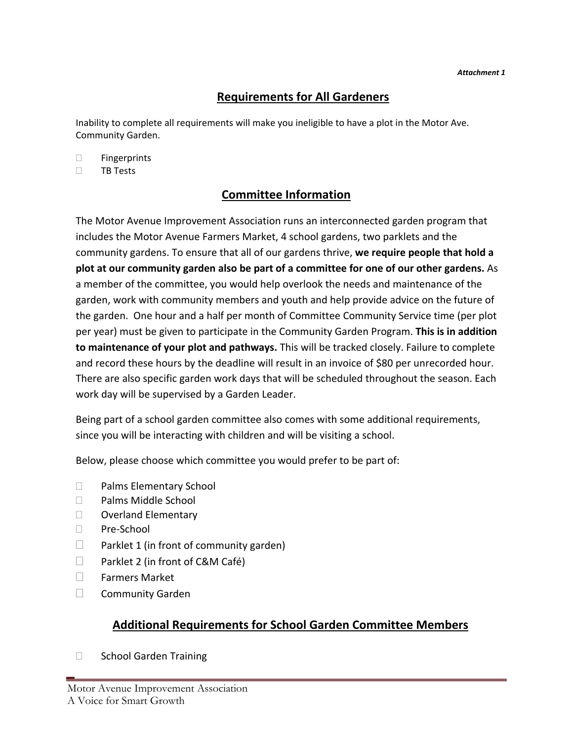*Attachment 1*

## Requirements for All Gardeners

Inability to complete all requirements will make you ineligible to have a plot in the Motor Ave. Community Garden.

- ☐ Fingerprints
- ☐ TB Tests

## Committee Information

The Motor Avenue Improvement Association runs an interconnected garden program that includes the Motor Avenue Farmers Market, 4 school gardens, two parklets and the community gardens. To ensure that all of our gardens thrive, **we require people that hold a plot at our community garden also be part of a committee for one of our other gardens.** As a member of the committee, you would help overlook the needs and maintenance of the garden, work with community members and youth and help provide advice on the future of the garden. One hour and a half per month of Committee Community Service time (per plot per year) must be given to participate in the Community Garden Program. **This is in addition to maintenance of your plot and pathways.** This will be tracked closely. Failure to complete and record these hours by the deadline will result in an invoice of $80 per unrecorded hour. There are also specific garden work days that will be scheduled throughout the season. Each work day will be supervised by a Garden Leader.

Being part of a school garden committee also comes with some additional requirements, since you will be interacting with children and will be visiting a school.

Below, please choose which committee you would prefer to be part of:

- ☐ Palms Elementary School
- ☐ Palms Middle School
- ☐ Overland Elementary
- ☐ Pre-School
- ☐ Parklet 1 (in front of community garden)
- ☐ Parklet 2 (in front of C&M Café)
- ☐ Farmers Market
- ☐ Community Garden

## Additional Requirements for School Garden Committee Members

- ☐ School Garden Training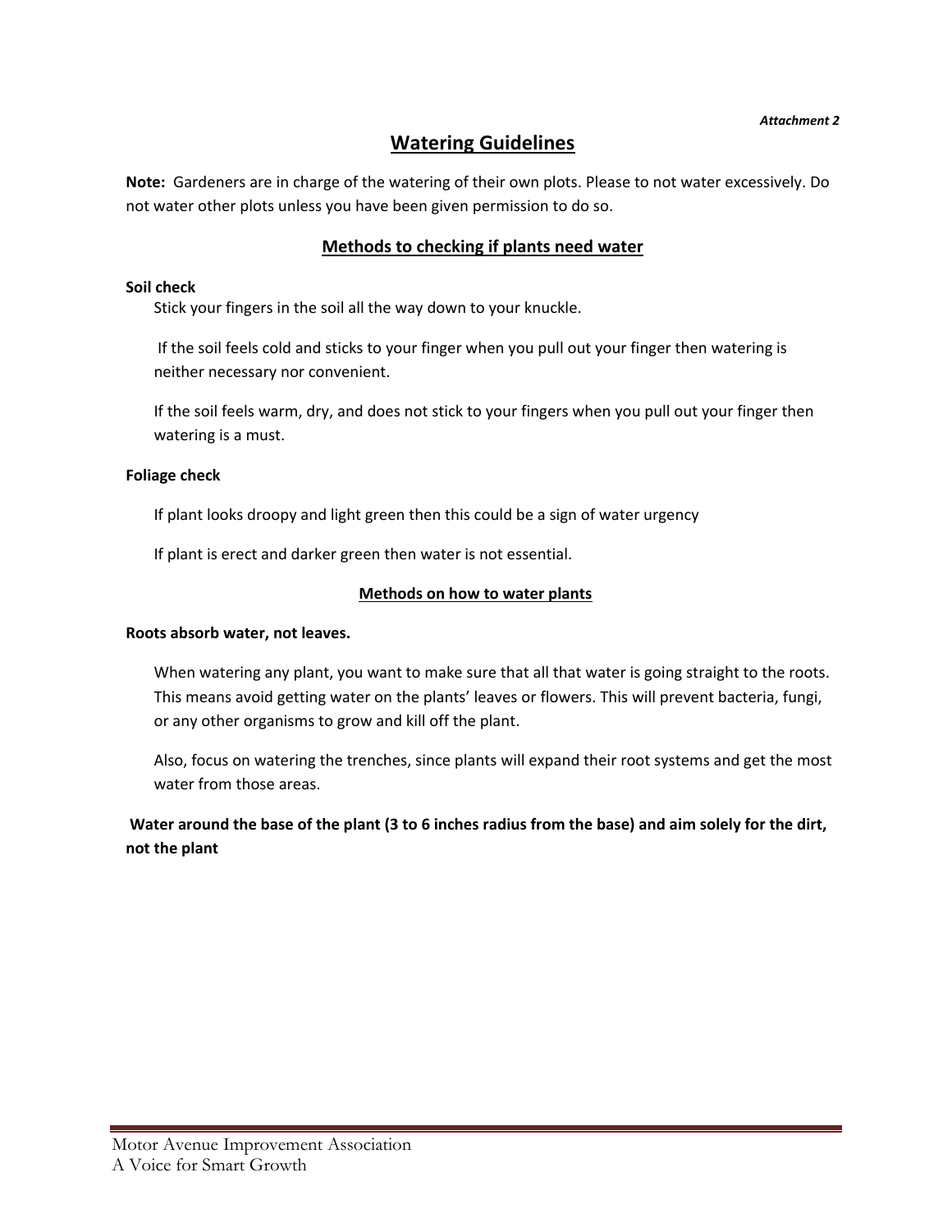*Attachment 2*

# Watering Guidelines

**Note:** Gardeners are in charge of the watering of their own plots. Please to not water excessively. Do not water other plots unless you have been given permission to do so.

## Methods to checking if plants need water

**Soil check**

Stick your fingers in the soil all the way down to your knuckle.

If the soil feels cold and sticks to your finger when you pull out your finger then watering is neither necessary nor convenient.

If the soil feels warm, dry, and does not stick to your fingers when you pull out your finger then watering is a must.

**Foliage check**

If plant looks droopy and light green then this could be a sign of water urgency

If plant is erect and darker green then water is not essential.

## Methods on how to water plants

**Roots absorb water, not leaves.**

When watering any plant, you want to make sure that all that water is going straight to the roots. This means avoid getting water on the plants' leaves or flowers. This will prevent bacteria, fungi, or any other organisms to grow and kill off the plant.

Also, focus on watering the trenches, since plants will expand their root systems and get the most water from those areas.

**Water around the base of the plant (3 to 6 inches radius from the base) and aim solely for the dirt, not the plant**